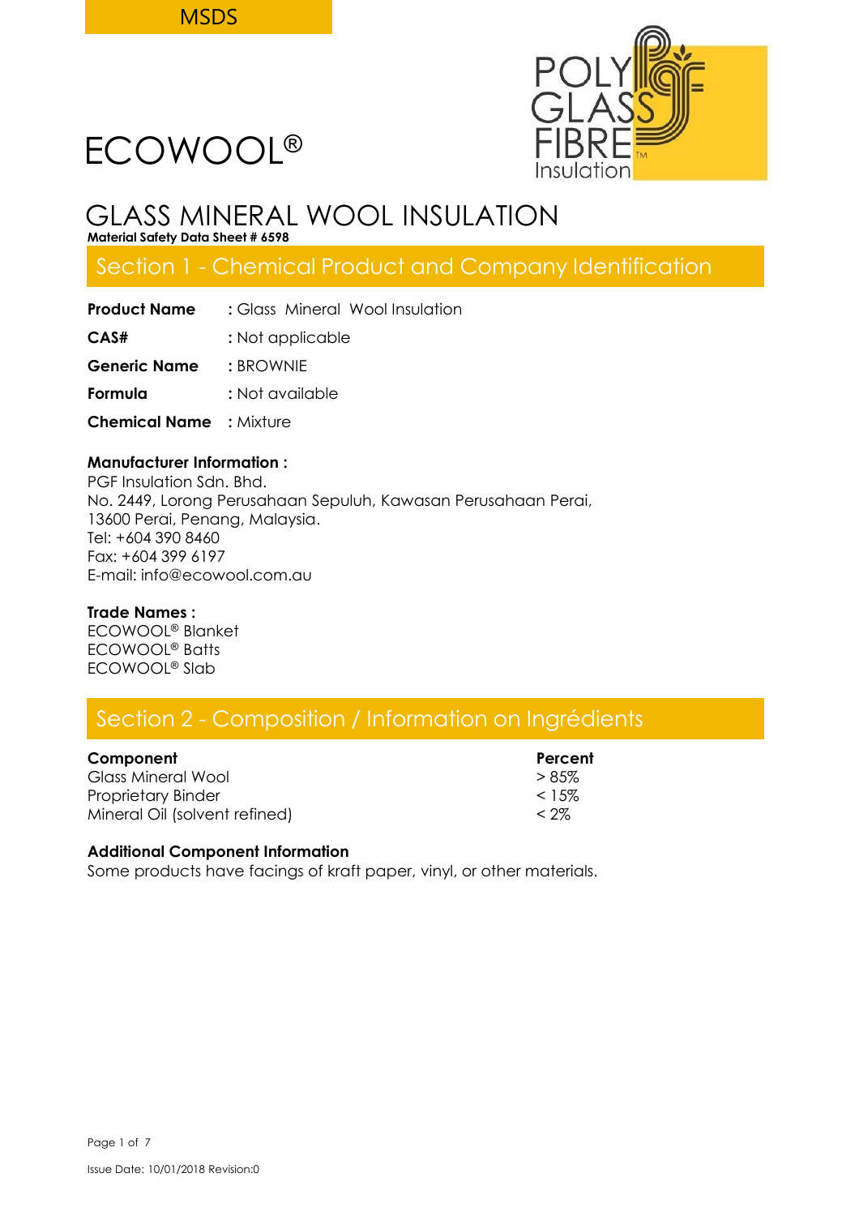MSDS

# ECOWOOL®

## GLASS MINERAL WOOL INSULATION

**Material Safety Data Sheet # 6598**

## Section 1 - Chemical Product and Company Identification

| | |
|---|---|
| **Product Name** | : Glass Mineral Wool Insulation |
| **CAS#** | : Not applicable |
| **Generic Name** | : BROWNIE |
| **Formula** | : Not available |
| **Chemical Name** | : Mixture |

**Manufacturer Information :**
PGF Insulation Sdn. Bhd.
No. 2449, Lorong Perusahaan Sepuluh, Kawasan Perusahaan Perai,
13600 Perai, Penang, Malaysia.
Tel: +604 390 8460
Fax: +604 399 6197
E-mail: info@ecowool.com.au

**Trade Names :**
ECOWOOL® Blanket
ECOWOOL® Batts
ECOWOOL® Slab

## Section 2 - Composition / Information on Ingrédients

| **Component** | **Percent** |
|---|---|
| Glass Mineral Wool | > 85% |
| Proprietary Binder | < 15% |
| Mineral Oil (solvent refined) | < 2% |

**Additional Component Information**
Some products have facings of kraft paper, vinyl, or other materials.

Issue Date: 10/01/2018 Revision:0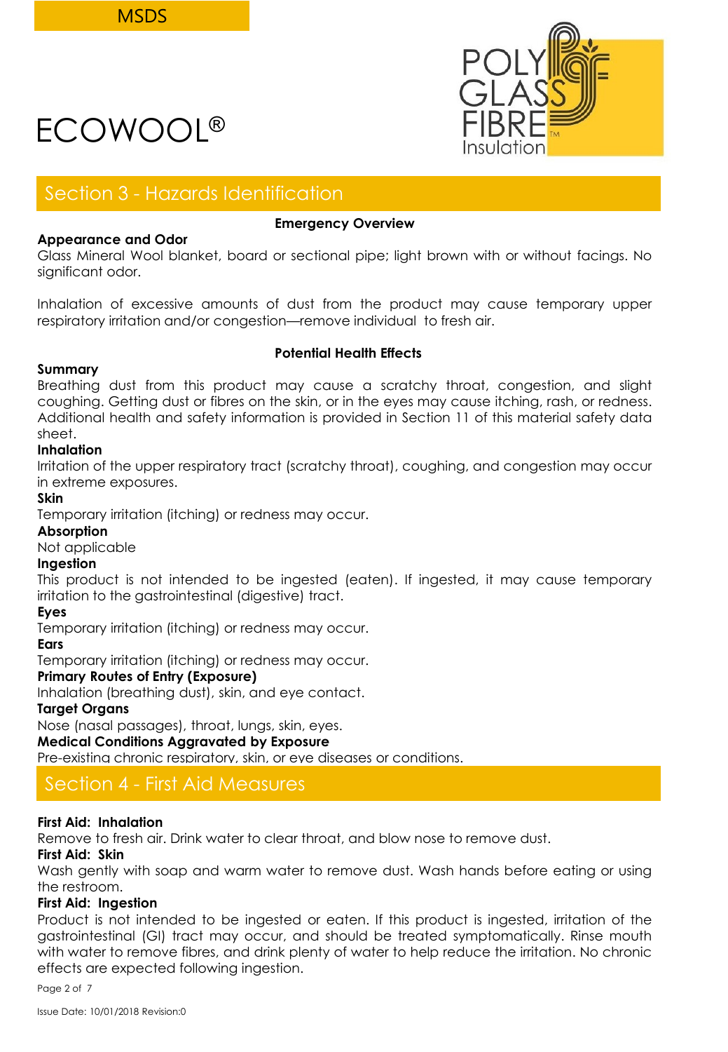# ECOWOOL®

## Section 3 - Hazards Identification

**Emergency Overview**

**Appearance and Odor**

Glass Mineral Wool blanket, board or sectional pipe; light brown with or without facings. No significant odor.

Inhalation of excessive amounts of dust from the product may cause temporary upper respiratory irritation and/or congestion—remove individual to fresh air.

**Potential Health Effects**

**Summary**

Breathing dust from this product may cause a scratchy throat, congestion, and slight coughing. Getting dust or fibres on the skin, or in the eyes may cause itching, rash, or redness. Additional health and safety information is provided in Section 11 of this material safety data sheet.

**Inhalation**

Irritation of the upper respiratory tract (scratchy throat), coughing, and congestion may occur in extreme exposures.

**Skin**

Temporary irritation (itching) or redness may occur.

**Absorption**

Not applicable

**Ingestion**

This product is not intended to be ingested (eaten). If ingested, it may cause temporary irritation to the gastrointestinal (digestive) tract.

**Eyes**

Temporary irritation (itching) or redness may occur.

**Ears**

Temporary irritation (itching) or redness may occur.

**Primary Routes of Entry (Exposure)**

Inhalation (breathing dust), skin, and eye contact.

**Target Organs**

Nose (nasal passages), throat, lungs, skin, eyes.

**Medical Conditions Aggravated by Exposure**

Pre-existing chronic respiratory, skin, or eye diseases or conditions.

## Section 4 - First Aid Measures

**First Aid: Inhalation**

Remove to fresh air. Drink water to clear throat, and blow nose to remove dust.

**First Aid: Skin**

Wash gently with soap and warm water to remove dust. Wash hands before eating or using the restroom.

**First Aid: Ingestion**

Product is not intended to be ingested or eaten. If this product is ingested, irritation of the gastrointestinal (GI) tract may occur, and should be treated symptomatically. Rinse mouth with water to remove fibres, and drink plenty of water to help reduce the irritation. No chronic effects are expected following ingestion.

Issue Date: 10/01/2018 Revision:0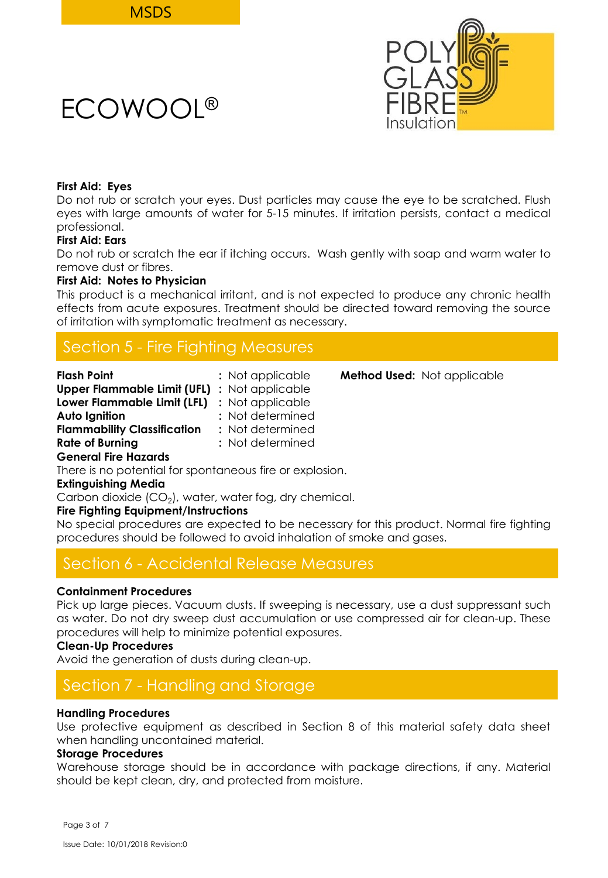**First Aid: Eyes**

Do not rub or scratch your eyes. Dust particles may cause the eye to be scratched. Flush eyes with large amounts of water for 5-15 minutes. If irritation persists, contact a medical professional.

**First Aid: Ears**

Do not rub or scratch the ear if itching occurs. Wash gently with soap and warm water to remove dust or fibres.

**First Aid: Notes to Physician**

This product is a mechanical irritant, and is not expected to produce any chronic health effects from acute exposures. Treatment should be directed toward removing the source of irritation with symptomatic treatment as necessary.

## Section 5 - Fire Fighting Measures

**Flash Point** : Not applicable **Method Used:** Not applicable
**Upper Flammable Limit (UFL)** : Not applicable
**Lower Flammable Limit (LFL)** : Not applicable
**Auto Ignition** : Not determined
**Flammability Classification** : Not determined
**Rate of Burning** : Not determined

**General Fire Hazards**

There is no potential for spontaneous fire or explosion.

**Extinguishing Media**

Carbon dioxide ($CO_2$), water, water fog, dry chemical.

**Fire Fighting Equipment/Instructions**

No special procedures are expected to be necessary for this product. Normal fire fighting procedures should be followed to avoid inhalation of smoke and gases.

## Section 6 - Accidental Release Measures

**Containment Procedures**

Pick up large pieces. Vacuum dusts. If sweeping is necessary, use a dust suppressant such as water. Do not dry sweep dust accumulation or use compressed air for clean-up. These procedures will help to minimize potential exposures.

**Clean-Up Procedures**

Avoid the generation of dusts during clean-up.

## Section 7 - Handling and Storage

**Handling Procedures**

Use protective equipment as described in Section 8 of this material safety data sheet when handling uncontained material.

**Storage Procedures**

Warehouse storage should be in accordance with package directions, if any. Material should be kept clean, dry, and protected from moisture.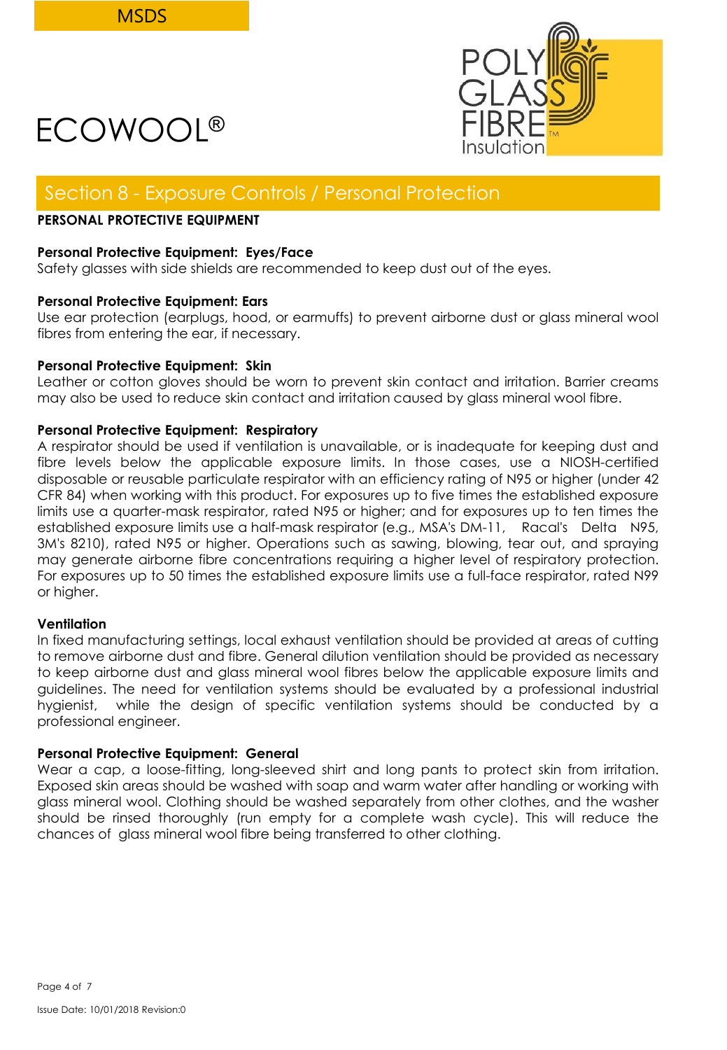# ECOWOOL®

## Section 8 - Exposure Controls / Personal Protection

**PERSONAL PROTECTIVE EQUIPMENT**

**Personal Protective Equipment: Eyes/Face**
Safety glasses with side shields are recommended to keep dust out of the eyes.

**Personal Protective Equipment: Ears**
Use ear protection (earplugs, hood, or earmuffs) to prevent airborne dust or glass mineral wool fibres from entering the ear, if necessary.

**Personal Protective Equipment: Skin**
Leather or cotton gloves should be worn to prevent skin contact and irritation. Barrier creams may also be used to reduce skin contact and irritation caused by glass mineral wool fibre.

**Personal Protective Equipment: Respiratory**
A respirator should be used if ventilation is unavailable, or is inadequate for keeping dust and fibre levels below the applicable exposure limits. In those cases, use a NIOSH-certified disposable or reusable particulate respirator with an efficiency rating of N95 or higher (under 42 CFR 84) when working with this product. For exposures up to five times the established exposure limits use a quarter-mask respirator, rated N95 or higher; and for exposures up to ten times the established exposure limits use a half-mask respirator (e.g., MSA's DM-11, Racal's Delta N95, 3M's 8210), rated N95 or higher. Operations such as sawing, blowing, tear out, and spraying may generate airborne fibre concentrations requiring a higher level of respiratory protection. For exposures up to 50 times the established exposure limits use a full-face respirator, rated N99 or higher.

**Ventilation**
In fixed manufacturing settings, local exhaust ventilation should be provided at areas of cutting to remove airborne dust and fibre. General dilution ventilation should be provided as necessary to keep airborne dust and glass mineral wool fibres below the applicable exposure limits and guidelines. The need for ventilation systems should be evaluated by a professional industrial hygienist, while the design of specific ventilation systems should be conducted by a professional engineer.

**Personal Protective Equipment: General**
Wear a cap, a loose-fitting, long-sleeved shirt and long pants to protect skin from irritation. Exposed skin areas should be washed with soap and warm water after handling or working with glass mineral wool. Clothing should be washed separately from other clothes, and the washer should be rinsed thoroughly (run empty for a complete wash cycle). This will reduce the chances of glass mineral wool fibre being transferred to other clothing.

Issue Date: 10/01/2018 Revision:0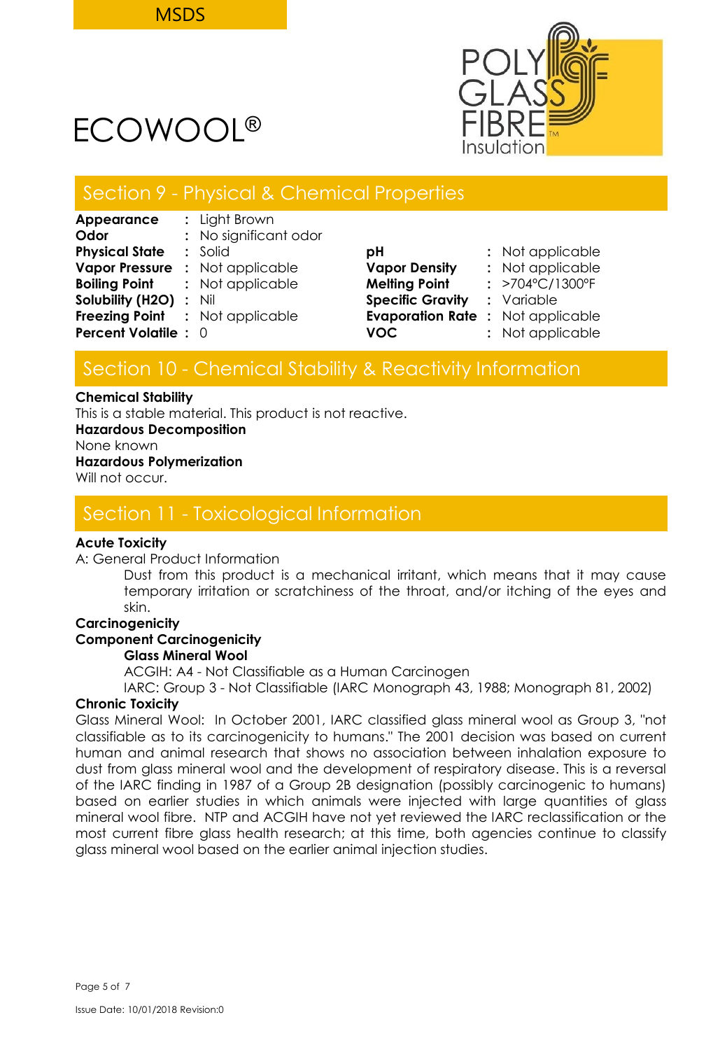# ECOWOOL®

## Section 9 - Physical & Chemical Properties

| Property | | Value |
|---|---|---|
| **Appearance** | : | Light Brown |
| **Odor** | : | No significant odor |
| **Physical State** | : | Solid |
| **Vapor Pressure** | : | Not applicable |
| **Boiling Point** | : | Not applicable |
| **Solubility ($H_2O$)** | : | Nil |
| **Freezing Point** | : | Not applicable |
| **Percent Volatile** | : | 0 |
| **pH** | : | Not applicable |
| **Vapor Density** | : | Not applicable |
| **Melting Point** | : | >704°C/1300°F |
| **Specific Gravity** | : | Variable |
| **Evaporation Rate** | : | Not applicable |
| **VOC** | : | Not applicable |

## Section 10 - Chemical Stability & Reactivity Information

**Chemical Stability**
This is a stable material. This product is not reactive.

**Hazardous Decomposition**
None known

**Hazardous Polymerization**
Will not occur.

## Section 11 - Toxicological Information

**Acute Toxicity**

A: General Product Information

Dust from this product is a mechanical irritant, which means that it may cause temporary irritation or scratchiness of the throat, and/or itching of the eyes and skin.

**Carcinogenicity**

**Component Carcinogenicity**

**Glass Mineral Wool**

ACGIH: A4 - Not Classifiable as a Human Carcinogen

IARC: Group 3 - Not Classifiable (IARC Monograph 43, 1988; Monograph 81, 2002)

**Chronic Toxicity**

Glass Mineral Wool: In October 2001, IARC classified glass mineral wool as Group 3, "not classifiable as to its carcinogenicity to humans." The 2001 decision was based on current human and animal research that shows no association between inhalation exposure to dust from glass mineral wool and the development of respiratory disease. This is a reversal of the IARC finding in 1987 of a Group 2B designation (possibly carcinogenic to humans) based on earlier studies in which animals were injected with large quantities of glass mineral wool fibre. NTP and ACGIH have not yet reviewed the IARC reclassification or the most current fibre glass health research; at this time, both agencies continue to classify glass mineral wool based on the earlier animal injection studies.

Issue Date: 10/01/2018 Revision:0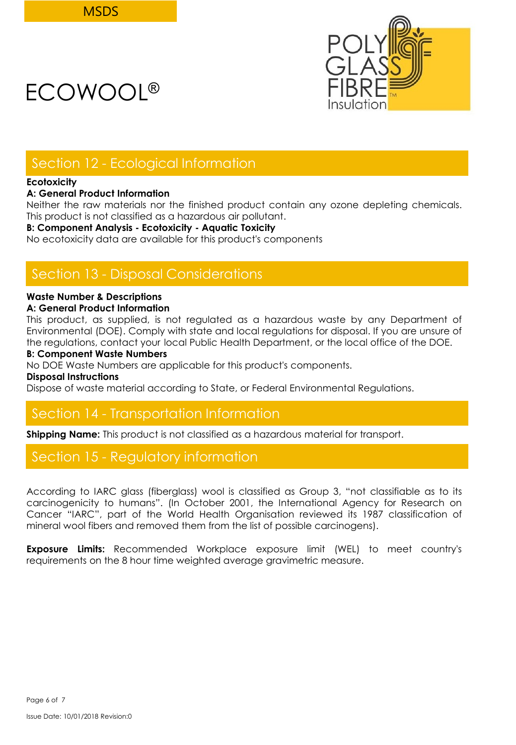## Section 12 - Ecological Information

**Ecotoxicity**

**A: General Product Information**

Neither the raw materials nor the finished product contain any ozone depleting chemicals. This product is not classified as a hazardous air pollutant.

**B: Component Analysis - Ecotoxicity - Aquatic Toxicity**

No ecotoxicity data are available for this product's components

## Section 13 - Disposal Considerations

**Waste Number & Descriptions**

**A: General Product Information**

This product, as supplied, is not regulated as a hazardous waste by any Department of Environmental (DOE). Comply with state and local regulations for disposal. If you are unsure of the regulations, contact your local Public Health Department, or the local office of the DOE.

**B: Component Waste Numbers**

No DOE Waste Numbers are applicable for this product's components.

**Disposal Instructions**

Dispose of waste material according to State, or Federal Environmental Regulations.

## Section 14 - Transportation Information

**Shipping Name:** This product is not classified as a hazardous material for transport.

## Section 15 - Regulatory information

According to IARC glass (fiberglass) wool is classified as Group 3, "not classifiable as to its carcinogenicity to humans". (In October 2001, the International Agency for Research on Cancer "IARC", part of the World Health Organisation reviewed its 1987 classification of mineral wool fibers and removed them from the list of possible carcinogens).

**Exposure Limits:** Recommended Workplace exposure limit (WEL) to meet country's requirements on the 8 hour time weighted average gravimetric measure.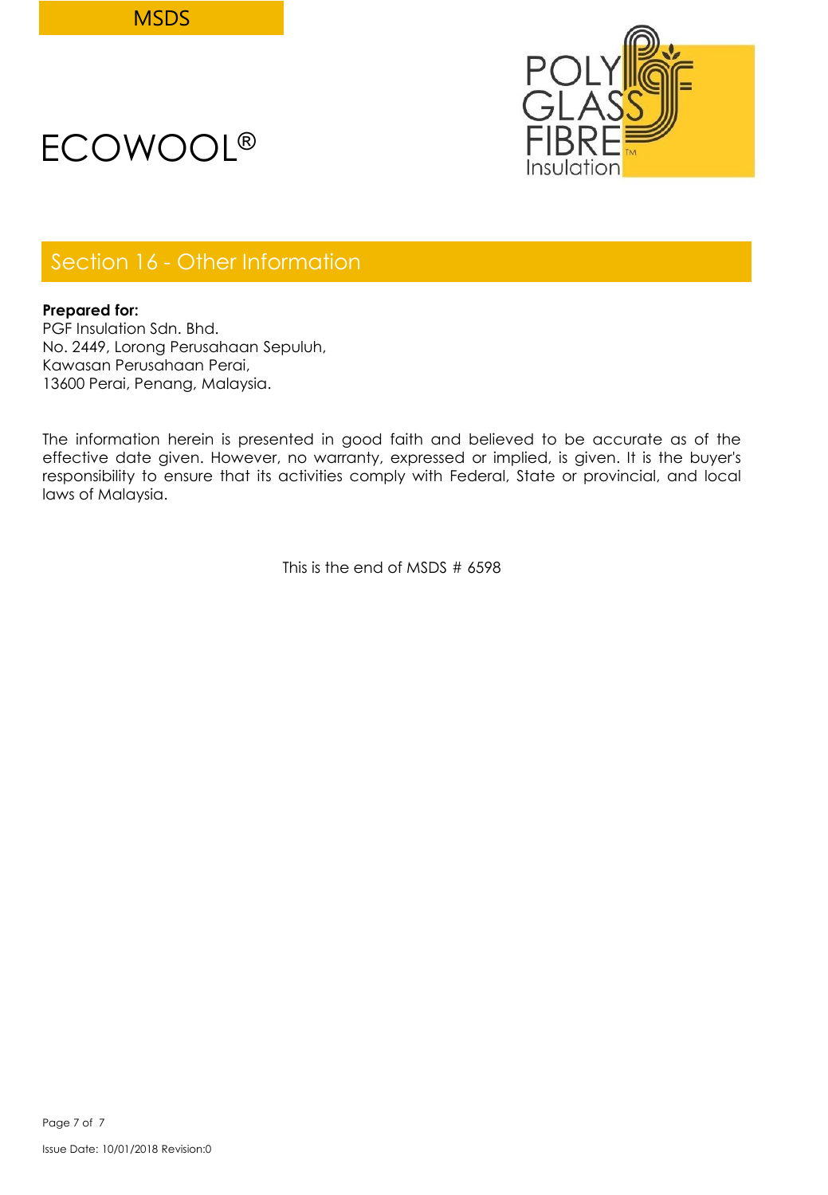## Section 16 - Other Information

**Prepared for:**
PGF Insulation Sdn. Bhd.
No. 2449, Lorong Perusahaan Sepuluh,
Kawasan Perusahaan Perai,
13600 Perai, Penang, Malaysia.

The information herein is presented in good faith and believed to be accurate as of the effective date given. However, no warranty, expressed or implied, is given. It is the buyer's responsibility to ensure that its activities comply with Federal, State or provincial, and local laws of Malaysia.

This is the end of MSDS # 6598